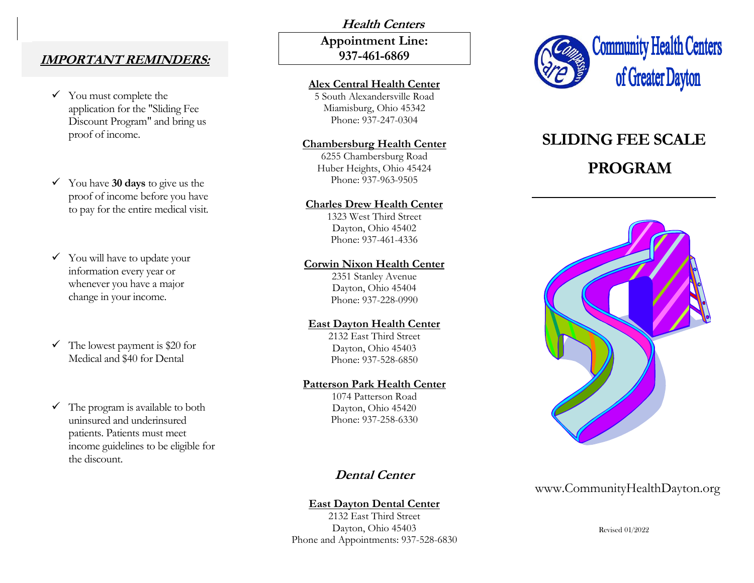## IMPORTANT REMINDERS:

- ✓ You must complete the application for the "Sliding Fee Discount Program" and bring us proof of income.
- ✓ You have **30 days** to give us the proof of income before you have to pay for the entire medical visit.
- ✓ You will have to update your information every year or whenever you have a major change in your income.
- ✓ The lowest payment is $20 for Medical and $40 for Dental
- ✓ The program is available to both uninsured and underinsured patients. Patients must meet income guidelines to be eligible for the discount.

## *Health Centers*

**Appointment Line: 937-461-6869**

**Alex Central Health Center**
5 South Alexandersville Road
Miamisburg, Ohio 45342
Phone: 937-247-0304

**Chambersburg Health Center**
6255 Chambersburg Road
Huber Heights, Ohio 45424
Phone: 937-963-9505

**Charles Drew Health Center**
1323 West Third Street
Dayton, Ohio 45402
Phone: 937-461-4336

**Corwin Nixon Health Center**
2351 Stanley Avenue
Dayton, Ohio 45404
Phone: 937-228-0990

**East Dayton Health Center**
2132 East Third Street
Dayton, Ohio 45403
Phone: 937-528-6850

**Patterson Park Health Center**
1074 Patterson Road
Dayton, Ohio 45420
Phone: 937-258-6330

## *Dental Center*

**East Dayton Dental Center**
2132 East Third Street
Dayton, Ohio 45403
Phone and Appointments: 937-528-6830

Compassion Care

Community Health Centers of Greater Dayton

# SLIDING FEE SCALE PROGRAM

www.CommunityHealthDayton.org

Revised 01/2022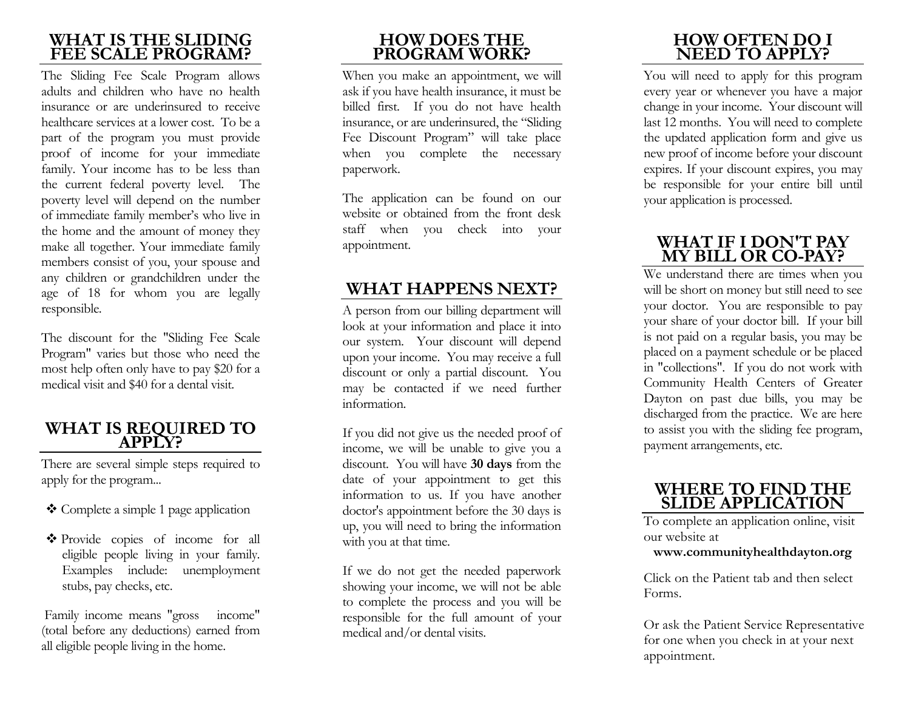## WHAT IS THE SLIDING FEE SCALE PROGRAM?

The Sliding Fee Scale Program allows adults and children who have no health insurance or are underinsured to receive healthcare services at a lower cost. To be a part of the program you must provide proof of income for your immediate family. Your income has to be less than the current federal poverty level. The poverty level will depend on the number of immediate family member's who live in the home and the amount of money they make all together. Your immediate family members consist of you, your spouse and any children or grandchildren under the age of 18 for whom you are legally responsible.

The discount for the "Sliding Fee Scale Program" varies but those who need the most help often only have to pay $20 for a medical visit and $40 for a dental visit.

## WHAT IS REQUIRED TO APPLY?

There are several simple steps required to apply for the program...

- Complete a simple 1 page application
- Provide copies of income for all eligible people living in your family. Examples include: unemployment stubs, pay checks, etc.

Family income means "gross income" (total before any deductions) earned from all eligible people living in the home.

## HOW DOES THE PROGRAM WORK?

When you make an appointment, we will ask if you have health insurance, it must be billed first. If you do not have health insurance, or are underinsured, the "Sliding Fee Discount Program" will take place when you complete the necessary paperwork.

The application can be found on our website or obtained from the front desk staff when you check into your appointment.

## WHAT HAPPENS NEXT?

A person from our billing department will look at your information and place it into our system. Your discount will depend upon your income. You may receive a full discount or only a partial discount. You may be contacted if we need further information.

If you did not give us the needed proof of income, we will be unable to give you a discount. You will have **30 days** from the date of your appointment to get this information to us. If you have another doctor's appointment before the 30 days is up, you will need to bring the information with you at that time.

If we do not get the needed paperwork showing your income, we will not be able to complete the process and you will be responsible for the full amount of your medical and/or dental visits.

## HOW OFTEN DO I NEED TO APPLY?

You will need to apply for this program every year or whenever you have a major change in your income. Your discount will last 12 months. You will need to complete the updated application form and give us new proof of income before your discount expires. If your discount expires, you may be responsible for your entire bill until your application is processed.

## WHAT IF I DON'T PAY MY BILL OR CO-PAY?

We understand there are times when you will be short on money but still need to see your doctor. You are responsible to pay your share of your doctor bill. If your bill is not paid on a regular basis, you may be placed on a payment schedule or be placed in "collections". If you do not work with Community Health Centers of Greater Dayton on past due bills, you may be discharged from the practice. We are here to assist you with the sliding fee program, payment arrangements, etc.

## WHERE TO FIND THE SLIDE APPLICATION

To complete an application online, visit our website at

**www.communityhealthdayton.org**

Click on the Patient tab and then select Forms.

Or ask the Patient Service Representative for one when you check in at your next appointment.